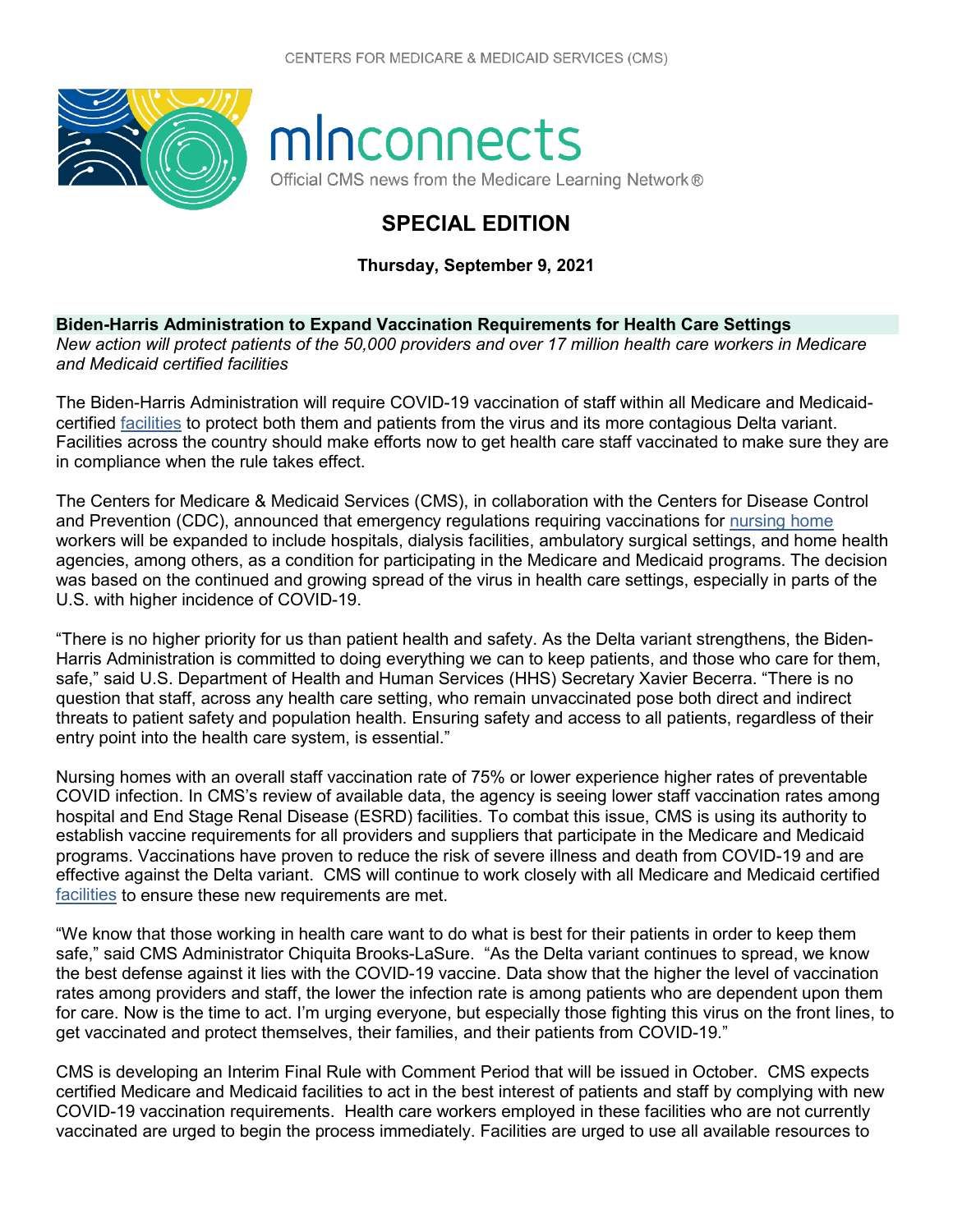CENTERS FOR MEDICARE & MEDICAID SERVICES (CMS)

# mlnconnects

Official CMS news from the Medicare Learning Network®

## SPECIAL EDITION

**Thursday, September 9, 2021**

### Biden-Harris Administration to Expand Vaccination Requirements for Health Care Settings

*New action will protect patients of the 50,000 providers and over 17 million health care workers in Medicare and Medicaid certified facilities*

The Biden-Harris Administration will require COVID-19 vaccination of staff within all Medicare and Medicaid-certified facilities to protect both them and patients from the virus and its more contagious Delta variant. Facilities across the country should make efforts now to get health care staff vaccinated to make sure they are in compliance when the rule takes effect.

The Centers for Medicare & Medicaid Services (CMS), in collaboration with the Centers for Disease Control and Prevention (CDC), announced that emergency regulations requiring vaccinations for nursing home workers will be expanded to include hospitals, dialysis facilities, ambulatory surgical settings, and home health agencies, among others, as a condition for participating in the Medicare and Medicaid programs. The decision was based on the continued and growing spread of the virus in health care settings, especially in parts of the U.S. with higher incidence of COVID-19.

"There is no higher priority for us than patient health and safety. As the Delta variant strengthens, the Biden-Harris Administration is committed to doing everything we can to keep patients, and those who care for them, safe," said U.S. Department of Health and Human Services (HHS) Secretary Xavier Becerra. "There is no question that staff, across any health care setting, who remain unvaccinated pose both direct and indirect threats to patient safety and population health. Ensuring safety and access to all patients, regardless of their entry point into the health care system, is essential."

Nursing homes with an overall staff vaccination rate of 75% or lower experience higher rates of preventable COVID infection. In CMS's review of available data, the agency is seeing lower staff vaccination rates among hospital and End Stage Renal Disease (ESRD) facilities. To combat this issue, CMS is using its authority to establish vaccine requirements for all providers and suppliers that participate in the Medicare and Medicaid programs. Vaccinations have proven to reduce the risk of severe illness and death from COVID-19 and are effective against the Delta variant. CMS will continue to work closely with all Medicare and Medicaid certified facilities to ensure these new requirements are met.

"We know that those working in health care want to do what is best for their patients in order to keep them safe," said CMS Administrator Chiquita Brooks-LaSure. "As the Delta variant continues to spread, we know the best defense against it lies with the COVID-19 vaccine. Data show that the higher the level of vaccination rates among providers and staff, the lower the infection rate is among patients who are dependent upon them for care. Now is the time to act. I'm urging everyone, but especially those fighting this virus on the front lines, to get vaccinated and protect themselves, their families, and their patients from COVID-19."

CMS is developing an Interim Final Rule with Comment Period that will be issued in October. CMS expects certified Medicare and Medicaid facilities to act in the best interest of patients and staff by complying with new COVID-19 vaccination requirements. Health care workers employed in these facilities who are not currently vaccinated are urged to begin the process immediately. Facilities are urged to use all available resources to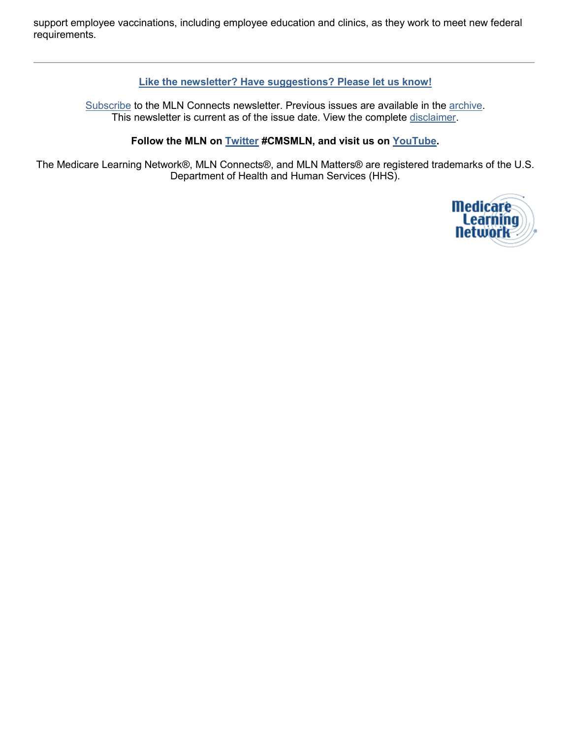support employee vaccinations, including employee education and clinics, as they work to meet new federal requirements.

---

**Like the newsletter? Have suggestions? Please let us know!**

Subscribe to the MLN Connects newsletter. Previous issues are available in the archive.
This newsletter is current as of the issue date. View the complete disclaimer.

**Follow the MLN on Twitter #CMSMLN, and visit us on YouTube.**

The Medicare Learning Network®, MLN Connects®, and MLN Matters® are registered trademarks of the U.S. Department of Health and Human Services (HHS).